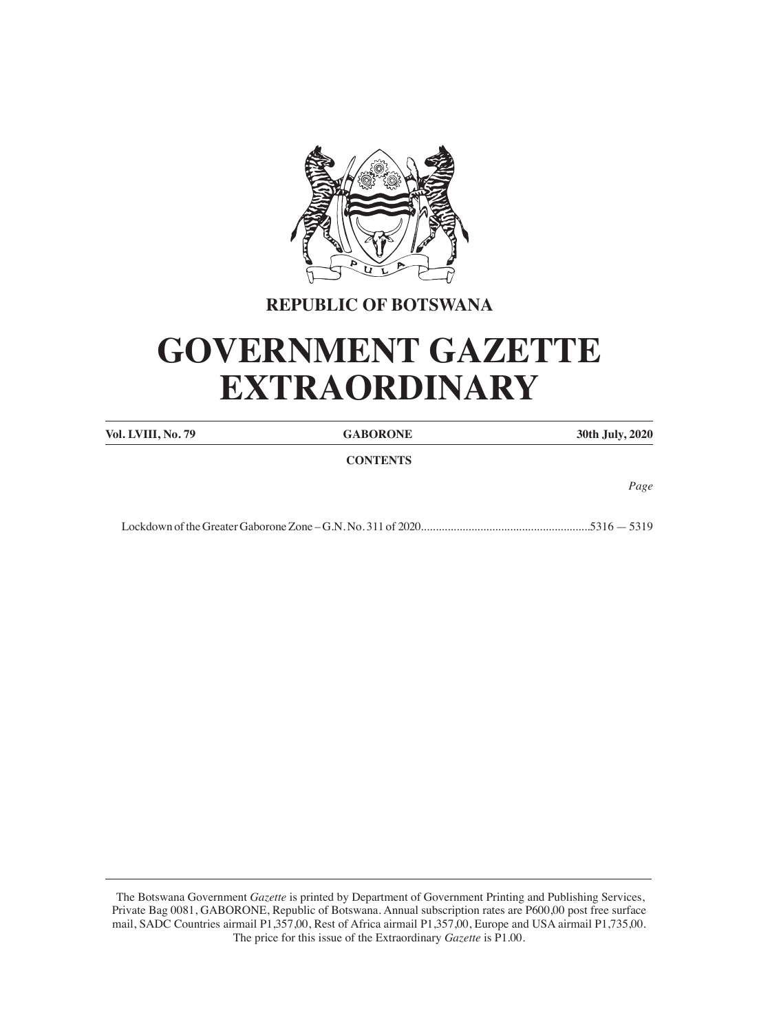**REPUBLIC OF BOTSWANA**

# GOVERNMENT GAZETTE EXTRAORDINARY

| **Vol. LVIII, No. 79** | **GABORONE** | **30th July, 2020** |
|---|---|---|

**CONTENTS**

*Page*

Lockdown of the Greater Gaborone Zone – G.N. No. 311 of 2020..........................................................5316 — 5319

The Botswana Government *Gazette* is printed by Department of Government Printing and Publishing Services, Private Bag 0081, GABORONE, Republic of Botswana. Annual subscription rates are P600,00 post free surface mail, SADC Countries airmail P1,357,00, Rest of Africa airmail P1,357,00, Europe and USA airmail P1,735,00. The price for this issue of the Extraordinary *Gazette* is P1.00.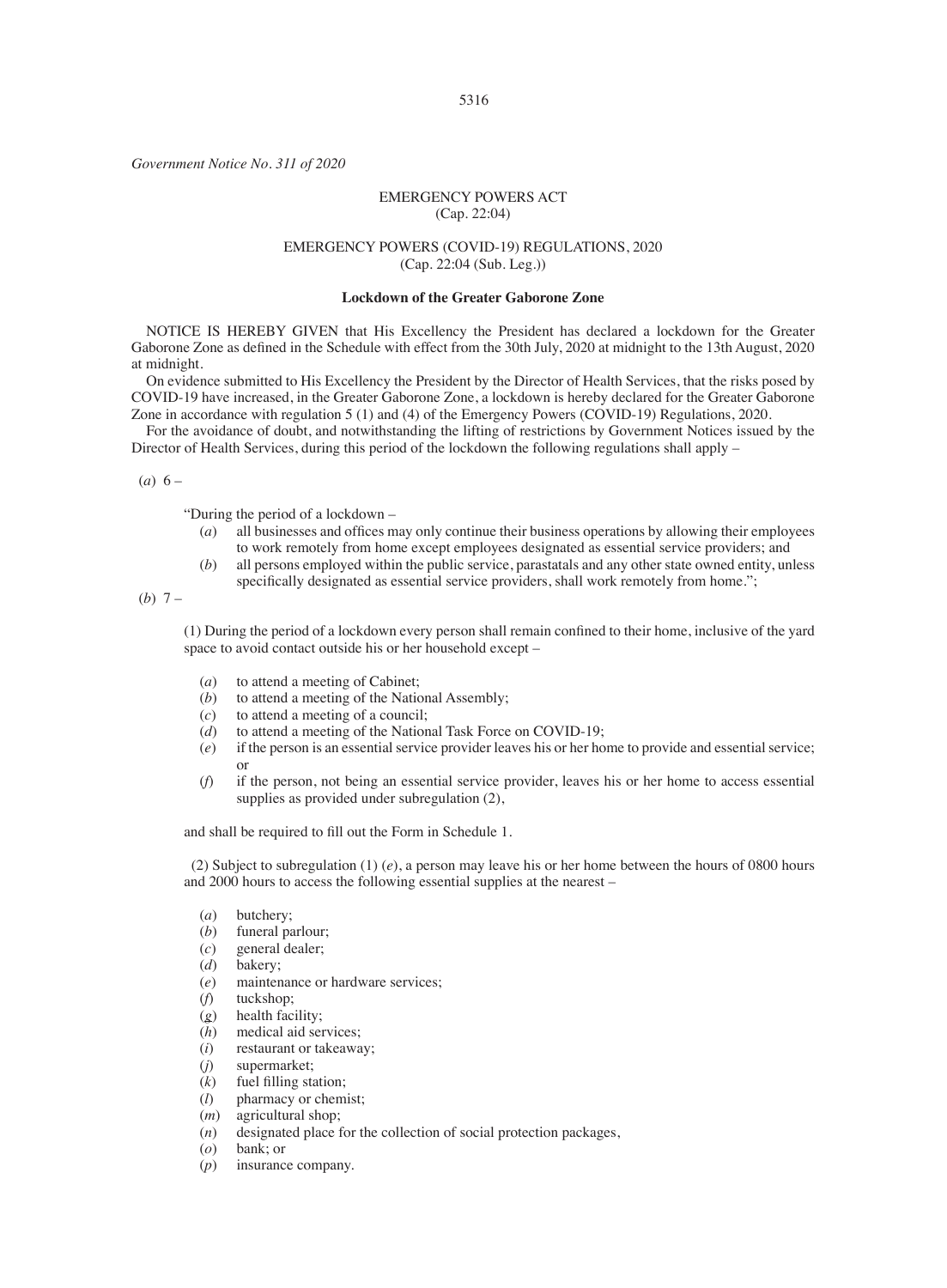*Government Notice No. 311 of 2020*

EMERGENCY POWERS ACT
(Cap. 22:04)

EMERGENCY POWERS (COVID-19) REGULATIONS, 2020
(Cap. 22:04 (Sub. Leg.))

**Lockdown of the Greater Gaborone Zone**

NOTICE IS HEREBY GIVEN that His Excellency the President has declared a lockdown for the Greater Gaborone Zone as defined in the Schedule with effect from the 30th July, 2020 at midnight to the 13th August, 2020 at midnight.

On evidence submitted to His Excellency the President by the Director of Health Services, that the risks posed by COVID-19 have increased, in the Greater Gaborone Zone, a lockdown is hereby declared for the Greater Gaborone Zone in accordance with regulation 5 (1) and (4) of the Emergency Powers (COVID-19) Regulations, 2020.

For the avoidance of doubt, and notwithstanding the lifting of restrictions by Government Notices issued by the Director of Health Services, during this period of the lockdown the following regulations shall apply –

(*a*) 6 –

"During the period of a lockdown –

(*a*) all businesses and offices may only continue their business operations by allowing their employees to work remotely from home except employees designated as essential service providers; and

(*b*) all persons employed within the public service, parastatals and any other state owned entity, unless specifically designated as essential service providers, shall work remotely from home.";

(*b*) 7 –

(1) During the period of a lockdown every person shall remain confined to their home, inclusive of the yard space to avoid contact outside his or her household except –

(*a*) to attend a meeting of Cabinet;
(*b*) to attend a meeting of the National Assembly;
(*c*) to attend a meeting of a council;
(*d*) to attend a meeting of the National Task Force on COVID-19;
(*e*) if the person is an essential service provider leaves his or her home to provide and essential service; or
(*f*) if the person, not being an essential service provider, leaves his or her home to access essential supplies as provided under subregulation (2),

and shall be required to fill out the Form in Schedule 1.

(2) Subject to subregulation (1) (*e*), a person may leave his or her home between the hours of 0800 hours and 2000 hours to access the following essential supplies at the nearest –

(*a*) butchery;
(*b*) funeral parlour;
(*c*) general dealer;
(*d*) bakery;
(*e*) maintenance or hardware services;
(*f*) tuckshop;
(*g*) health facility;
(*h*) medical aid services;
(*i*) restaurant or takeaway;
(*j*) supermarket;
(*k*) fuel filling station;
(*l*) pharmacy or chemist;
(*m*) agricultural shop;
(*n*) designated place for the collection of social protection packages,
(*o*) bank; or
(*p*) insurance company.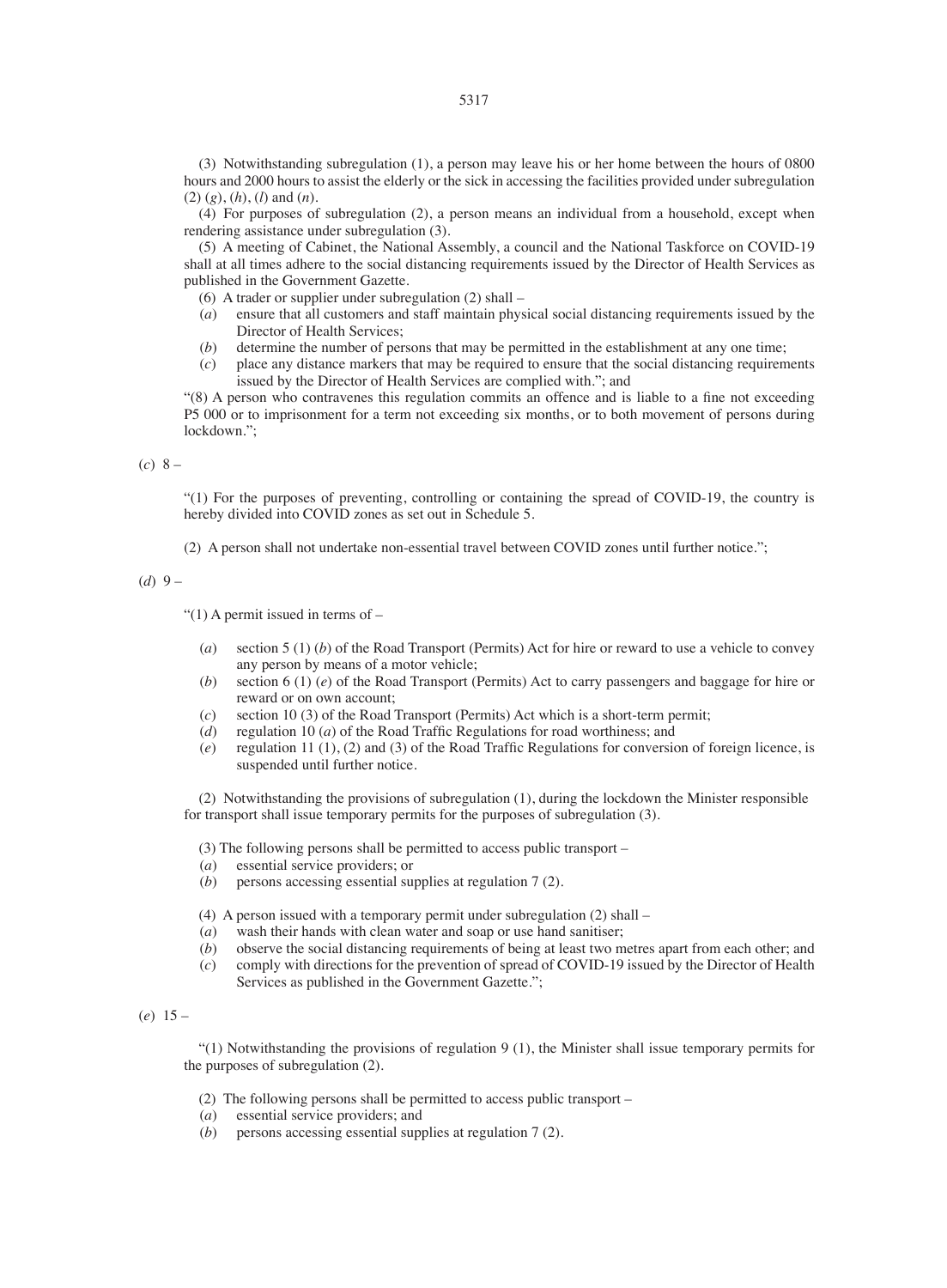(3) Notwithstanding subregulation (1), a person may leave his or her home between the hours of 0800 hours and 2000 hours to assist the elderly or the sick in accessing the facilities provided under subregulation (2) (*g*), (*h*), (*l*) and (*n*).

(4) For purposes of subregulation (2), a person means an individual from a household, except when rendering assistance under subregulation (3).

(5) A meeting of Cabinet, the National Assembly, a council and the National Taskforce on COVID-19 shall at all times adhere to the social distancing requirements issued by the Director of Health Services as published in the Government Gazette.

(6) A trader or supplier under subregulation (2) shall –

(*a*) ensure that all customers and staff maintain physical social distancing requirements issued by the Director of Health Services;

(*b*) determine the number of persons that may be permitted in the establishment at any one time;

(*c*) place any distance markers that may be required to ensure that the social distancing requirements issued by the Director of Health Services are complied with."; and

"(8) A person who contravenes this regulation commits an offence and is liable to a fine not exceeding P5 000 or to imprisonment for a term not exceeding six months, or to both movement of persons during lockdown.";

(*c*) 8 –

"(1) For the purposes of preventing, controlling or containing the spread of COVID-19, the country is hereby divided into COVID zones as set out in Schedule 5.

(2) A person shall not undertake non-essential travel between COVID zones until further notice.";

(*d*) 9 –

"(1) A permit issued in terms of –

(*a*) section 5 (1) (*b*) of the Road Transport (Permits) Act for hire or reward to use a vehicle to convey any person by means of a motor vehicle;

(*b*) section 6 (1) (*e*) of the Road Transport (Permits) Act to carry passengers and baggage for hire or reward or on own account;

(*c*) section 10 (3) of the Road Transport (Permits) Act which is a short-term permit;

(*d*) regulation 10 (*a*) of the Road Traffic Regulations for road worthiness; and

(*e*) regulation 11 (1), (2) and (3) of the Road Traffic Regulations for conversion of foreign licence, is suspended until further notice.

(2) Notwithstanding the provisions of subregulation (1), during the lockdown the Minister responsible for transport shall issue temporary permits for the purposes of subregulation (3).

(3) The following persons shall be permitted to access public transport –

(*a*) essential service providers; or

(*b*) persons accessing essential supplies at regulation 7 (2).

(4) A person issued with a temporary permit under subregulation (2) shall –

(*a*) wash their hands with clean water and soap or use hand sanitiser;

(*b*) observe the social distancing requirements of being at least two metres apart from each other; and

(*c*) comply with directions for the prevention of spread of COVID-19 issued by the Director of Health Services as published in the Government Gazette.";

(*e*) 15 –

"(1) Notwithstanding the provisions of regulation 9 (1), the Minister shall issue temporary permits for the purposes of subregulation (2).

(2) The following persons shall be permitted to access public transport –

(*a*) essential service providers; and

(*b*) persons accessing essential supplies at regulation 7 (2).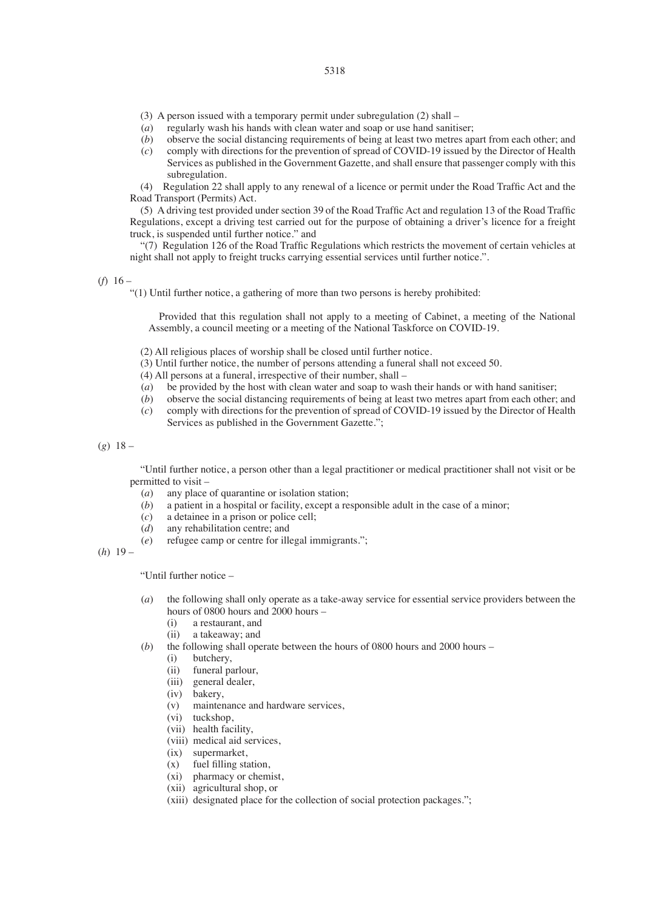(3) A person issued with a temporary permit under subregulation (2) shall –

(*a*) regularly wash his hands with clean water and soap or use hand sanitiser;

(*b*) observe the social distancing requirements of being at least two metres apart from each other; and

(*c*) comply with directions for the prevention of spread of COVID-19 issued by the Director of Health Services as published in the Government Gazette, and shall ensure that passenger comply with this subregulation.

(4) Regulation 22 shall apply to any renewal of a licence or permit under the Road Traffic Act and the Road Transport (Permits) Act.

(5) A driving test provided under section 39 of the Road Traffic Act and regulation 13 of the Road Traffic Regulations, except a driving test carried out for the purpose of obtaining a driver's licence for a freight truck, is suspended until further notice." and

"(7) Regulation 126 of the Road Traffic Regulations which restricts the movement of certain vehicles at night shall not apply to freight trucks carrying essential services until further notice.".

(*f*) 16 –

"(1) Until further notice, a gathering of more than two persons is hereby prohibited:

Provided that this regulation shall not apply to a meeting of Cabinet, a meeting of the National Assembly, a council meeting or a meeting of the National Taskforce on COVID-19.

(2) All religious places of worship shall be closed until further notice.

(3) Until further notice, the number of persons attending a funeral shall not exceed 50.

(4) All persons at a funeral, irrespective of their number, shall –

(*a*) be provided by the host with clean water and soap to wash their hands or with hand sanitiser;

(*b*) observe the social distancing requirements of being at least two metres apart from each other; and

(*c*) comply with directions for the prevention of spread of COVID-19 issued by the Director of Health Services as published in the Government Gazette.";

(*g*) 18 –

"Until further notice, a person other than a legal practitioner or medical practitioner shall not visit or be permitted to visit –

(*a*) any place of quarantine or isolation station;

(*b*) a patient in a hospital or facility, except a responsible adult in the case of a minor;

(*c*) a detainee in a prison or police cell;

(*d*) any rehabilitation centre; and

(*e*) refugee camp or centre for illegal immigrants.";

(*h*) 19 –

"Until further notice –

(*a*) the following shall only operate as a take-away service for essential service providers between the hours of 0800 hours and 2000 hours –

(i) a restaurant, and

(ii) a takeaway; and

(*b*) the following shall operate between the hours of 0800 hours and 2000 hours –

(i) butchery,

(ii) funeral parlour,

(iii) general dealer,

(iv) bakery,

(v) maintenance and hardware services,

(vi) tuckshop,

(vii) health facility,

(viii) medical aid services,

(ix) supermarket,

(x) fuel filling station,

(xi) pharmacy or chemist,

(xii) agricultural shop, or

(xiii) designated place for the collection of social protection packages.";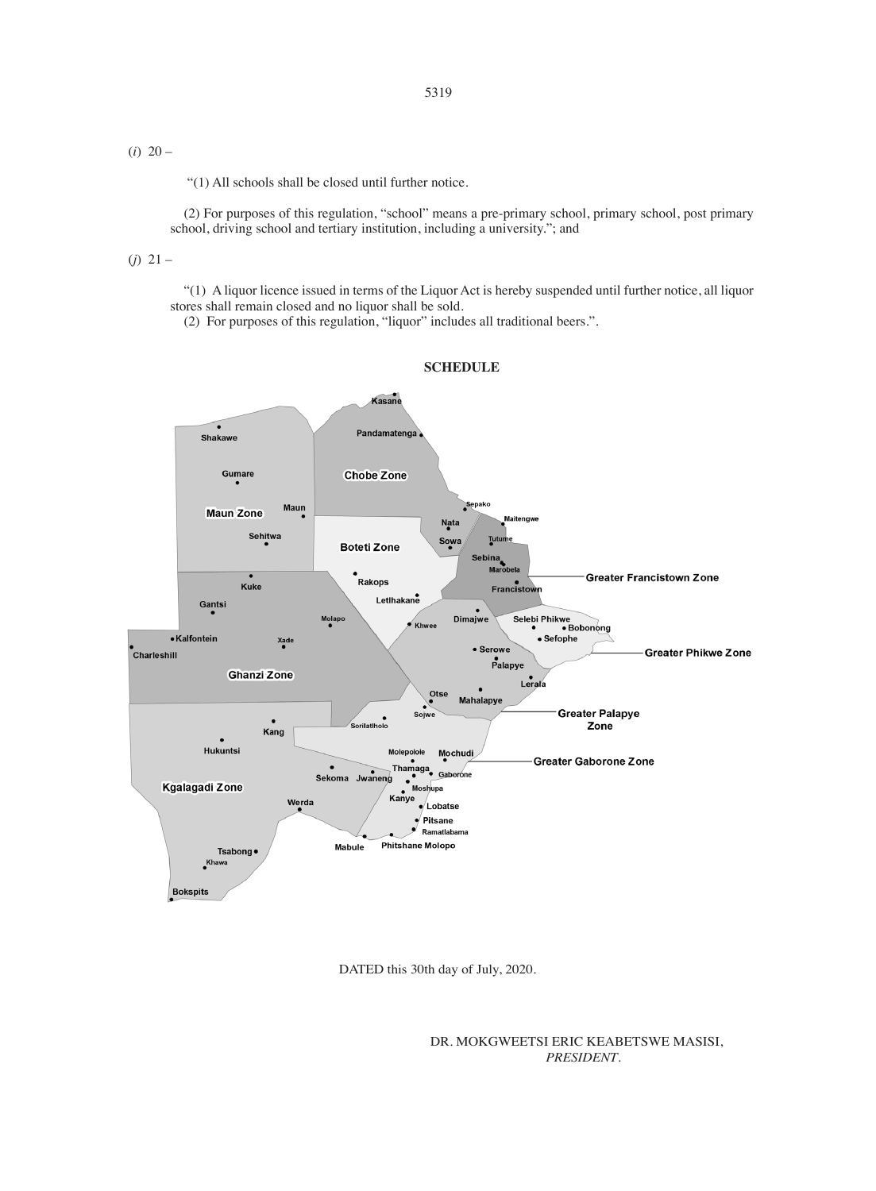(*i*) 20 –

"(1) All schools shall be closed until further notice.

(2) For purposes of this regulation, "school" means a pre-primary school, primary school, post primary school, driving school and tertiary institution, including a university."; and

(*j*) 21 –

"(1) A liquor licence issued in terms of the Liquor Act is hereby suspended until further notice, all liquor stores shall remain closed and no liquor shall be sold.

(2) For purposes of this regulation, "liquor" includes all traditional beers.".

**SCHEDULE**

Kasane
Pandamatenga
Shakawe
Gumare
Chobe Zone
Maun Zone
Maun
Sepako
Nata
Maitengwe
Sehitwa
Boteti Zone
Sowa
Tutume
Sebina
Marobela
Greater Francistown Zone
Kuke
Rakops
Francistown
Letlhakane
Gantsi
Molapo
Dimajwe
Selebi Phikwe
Kalfontein
Khwee
Bobonong
Xade
Sefophe
Charleshill
Serowe
Greater Phikwe Zone
Palapye
Ghanzi Zone
Lerala
Otse
Mahalapye
Sojwe
Greater Palapye Zone
Kang
Sorilatlholo
Hukuntsi
Molepolole
Mochudi
Greater Gaborone Zone
Thamaga
Gaborone
Sekoma
Jwaneng
Kgalagadi Zone
Moshupa
Kanye
Werda
Lobatse
Pitsane
Ramatlabama
Mabule
Phitshane Molopo
Tsabong
Khawa
Bokspits

DATED this 30th day of July, 2020.

DR. MOKGWEETSI ERIC KEABETSWE MASISI,
*PRESIDENT*.